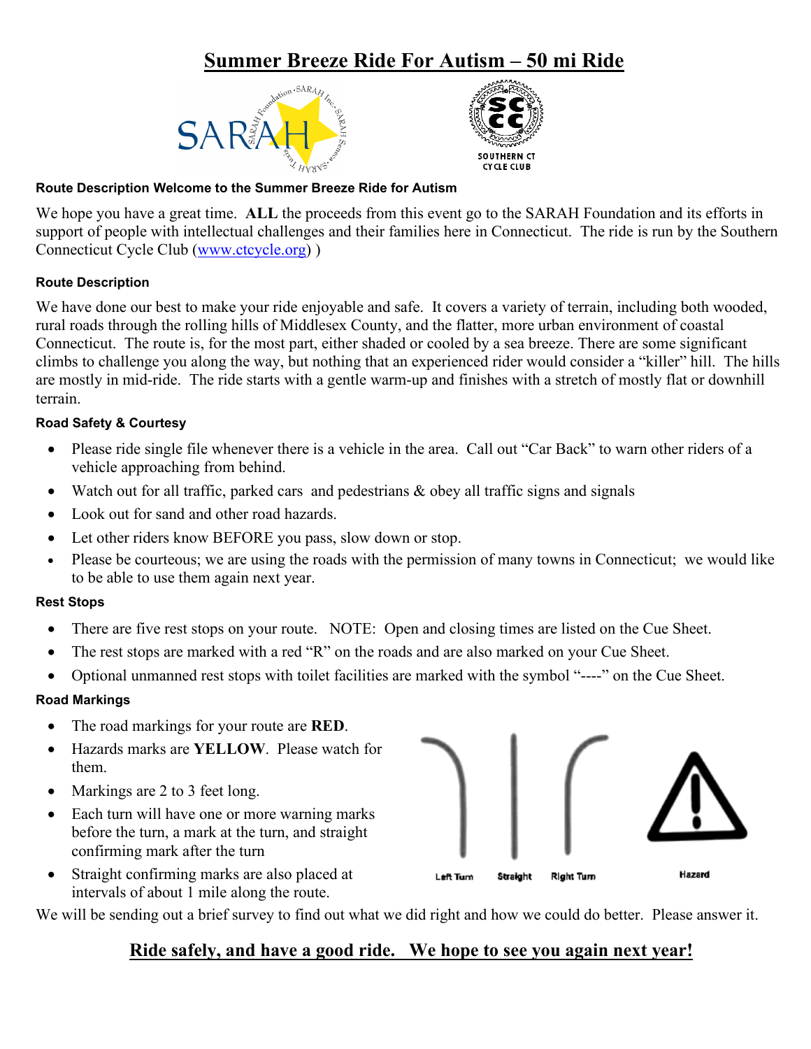# Summer Breeze Ride For Autism – 50 mi Ride

SOUTHERN CT CYCLE CLUB

#### Route Description Welcome to the Summer Breeze Ride for Autism

We hope you have a great time. **ALL** the proceeds from this event go to the SARAH Foundation and its efforts in support of people with intellectual challenges and their families here in Connecticut. The ride is run by the Southern Connecticut Cycle Club (www.ctcycle.org) )

#### Route Description

We have done our best to make your ride enjoyable and safe. It covers a variety of terrain, including both wooded, rural roads through the rolling hills of Middlesex County, and the flatter, more urban environment of coastal Connecticut. The route is, for the most part, either shaded or cooled by a sea breeze. There are some significant climbs to challenge you along the way, but nothing that an experienced rider would consider a "killer" hill. The hills are mostly in mid-ride. The ride starts with a gentle warm-up and finishes with a stretch of mostly flat or downhill terrain.

#### Road Safety & Courtesy

- Please ride single file whenever there is a vehicle in the area. Call out "Car Back" to warn other riders of a vehicle approaching from behind.
- Watch out for all traffic, parked cars and pedestrians & obey all traffic signs and signals
- Look out for sand and other road hazards.
- Let other riders know BEFORE you pass, slow down or stop.
- Please be courteous; we are using the roads with the permission of many towns in Connecticut; we would like to be able to use them again next year.

#### Rest Stops

- There are five rest stops on your route. NOTE: Open and closing times are listed on the Cue Sheet.
- The rest stops are marked with a red "R" on the roads and are also marked on your Cue Sheet.
- Optional unmanned rest stops with toilet facilities are marked with the symbol "----" on the Cue Sheet.

#### Road Markings

- The road markings for your route are **RED**.
- Hazards marks are **YELLOW**. Please watch for them.
- Markings are 2 to 3 feet long.
- Each turn will have one or more warning marks before the turn, a mark at the turn, and straight confirming mark after the turn
- Straight confirming marks are also placed at intervals of about 1 mile along the route.

Left Turn · Straight · Right Turn · Hazard

We will be sending out a brief survey to find out what we did right and how we could do better. Please answer it.

## Ride safely, and have a good ride. We hope to see you again next year!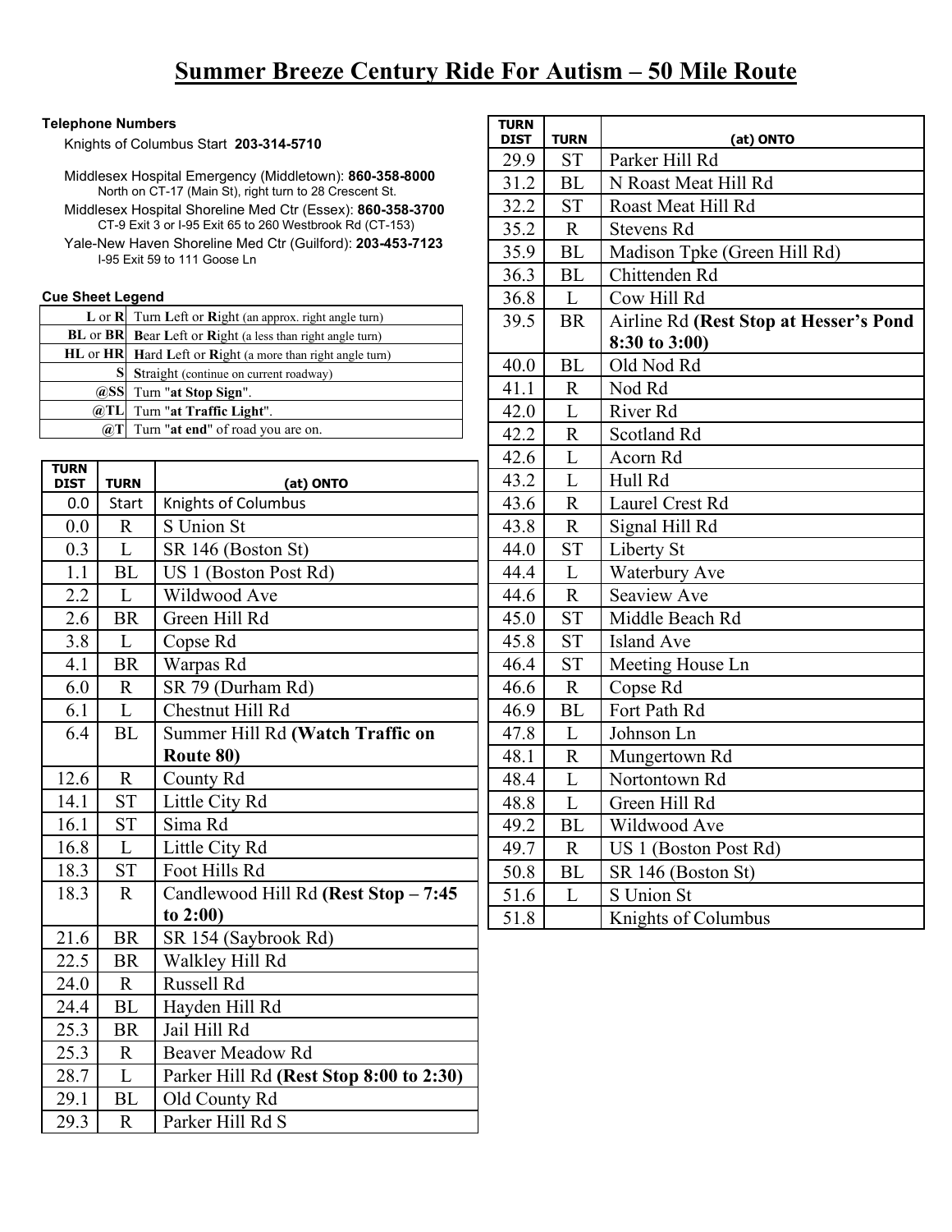# Summer Breeze Century Ride For Autism – 50 Mile Route

**Telephone Numbers**

Knights of Columbus Start **203-314-5710**

Middlesex Hospital Emergency (Middletown): **860-358-8000**
North on CT-17 (Main St), right turn to 28 Crescent St.

Middlesex Hospital Shoreline Med Ctr (Essex): **860-358-3700**
CT-9 Exit 3 or I-95 Exit 65 to 260 Westbrook Rd (CT-153)

Yale-New Haven Shoreline Med Ctr (Guilford): **203-453-7123**
I-95 Exit 59 to 111 Goose Ln

**Cue Sheet Legend**

| | |
|---|---|
| **L** or **R** | Turn **L**eft or **R**ight (an approx. right angle turn) |
| **BL** or **BR** | **B**ear **L**eft or **R**ight (a less than right angle turn) |
| **HL** or **HR** | **H**ard **L**eft or **R**ight (a more than right angle turn) |
| **S** | **S**traight (continue on current roadway) |
| **@SS** | Turn "**at Stop Sign**". |
| **@TL** | Turn "**at Traffic Light**". |
| **@T** | Turn "**at end**" of road you are on. |

| TURN DIST | TURN | (at) ONTO |
|---|---|---|
| 0.0 | Start | Knights of Columbus |
| 0.0 | R | S Union St |
| 0.3 | L | SR 146 (Boston St) |
| 1.1 | BL | US 1 (Boston Post Rd) |
| 2.2 | L | Wildwood Ave |
| 2.6 | BR | Green Hill Rd |
| 3.8 | L | Copse Rd |
| 4.1 | BR | Warpas Rd |
| 6.0 | R | SR 79 (Durham Rd) |
| 6.1 | L | Chestnut Hill Rd |
| 6.4 | BL | Summer Hill Rd **(Watch Traffic on Route 80)** |
| 12.6 | R | County Rd |
| 14.1 | ST | Little City Rd |
| 16.1 | ST | Sima Rd |
| 16.8 | L | Little City Rd |
| 18.3 | ST | Foot Hills Rd |
| 18.3 | R | Candlewood Hill Rd **(Rest Stop – 7:45 to 2:00)** |
| 21.6 | BR | SR 154 (Saybrook Rd) |
| 22.5 | BR | Walkley Hill Rd |
| 24.0 | R | Russell Rd |
| 24.4 | BL | Hayden Hill Rd |
| 25.3 | BR | Jail Hill Rd |
| 25.3 | R | Beaver Meadow Rd |
| 28.7 | L | Parker Hill Rd **(Rest Stop 8:00 to 2:30)** |
| 29.1 | BL | Old County Rd |
| 29.3 | R | Parker Hill Rd S |
| 29.9 | ST | Parker Hill Rd |
| 31.2 | BL | N Roast Meat Hill Rd |
| 32.2 | ST | Roast Meat Hill Rd |
| 35.2 | R | Stevens Rd |
| 35.9 | BL | Madison Tpke (Green Hill Rd) |
| 36.3 | BL | Chittenden Rd |
| 36.8 | L | Cow Hill Rd |
| 39.5 | BR | Airline Rd **(Rest Stop at Hesser's Pond 8:30 to 3:00)** |
| 40.0 | BL | Old Nod Rd |
| 41.1 | R | Nod Rd |
| 42.0 | L | River Rd |
| 42.2 | R | Scotland Rd |
| 42.6 | L | Acorn Rd |
| 43.2 | L | Hull Rd |
| 43.6 | R | Laurel Crest Rd |
| 43.8 | R | Signal Hill Rd |
| 44.0 | ST | Liberty St |
| 44.4 | L | Waterbury Ave |
| 44.6 | R | Seaview Ave |
| 45.0 | ST | Middle Beach Rd |
| 45.8 | ST | Island Ave |
| 46.4 | ST | Meeting House Ln |
| 46.6 | R | Copse Rd |
| 46.9 | BL | Fort Path Rd |
| 47.8 | L | Johnson Ln |
| 48.1 | R | Mungertown Rd |
| 48.4 | L | Nortontown Rd |
| 48.8 | L | Green Hill Rd |
| 49.2 | BL | Wildwood Ave |
| 49.7 | R | US 1 (Boston Post Rd) |
| 50.8 | BL | SR 146 (Boston St) |
| 51.6 | L | S Union St |
| 51.8 | | Knights of Columbus |